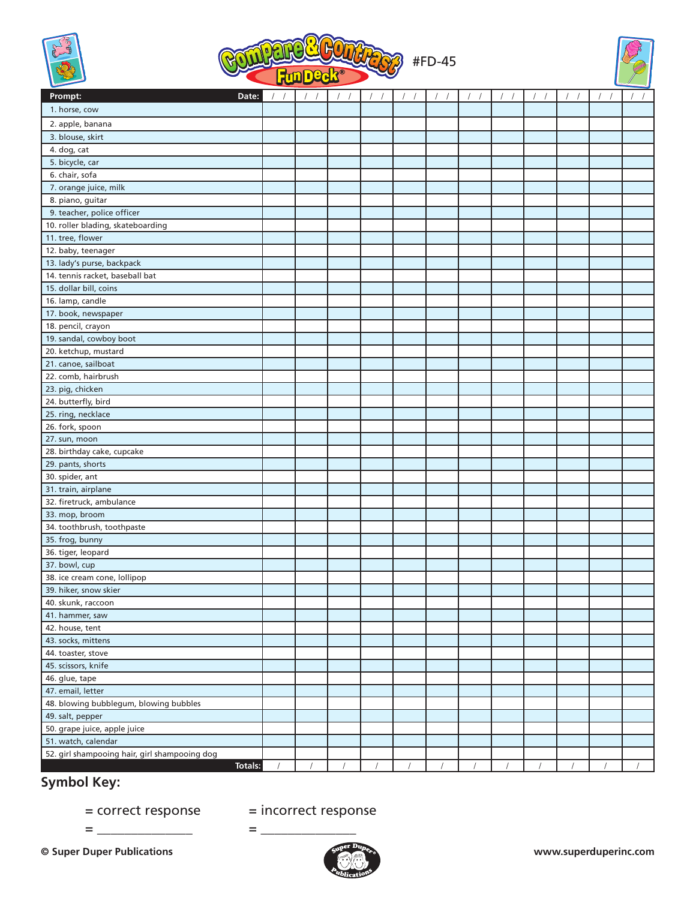# Compare & Contrast Fun Deck® #FD-45

| Prompt: | Date: / / | / / | / / | / / | / / | / / | / / | / / | / / | / / | / / | / / |
|---|---|---|---|---|---|---|---|---|---|---|---|---|
| 1. horse, cow | | | | | | | | | | | | |
| 2. apple, banana | | | | | | | | | | | | |
| 3. blouse, skirt | | | | | | | | | | | | |
| 4. dog, cat | | | | | | | | | | | | |
| 5. bicycle, car | | | | | | | | | | | | |
| 6. chair, sofa | | | | | | | | | | | | |
| 7. orange juice, milk | | | | | | | | | | | | |
| 8. piano, guitar | | | | | | | | | | | | |
| 9. teacher, police officer | | | | | | | | | | | | |
| 10. roller blading, skateboarding | | | | | | | | | | | | |
| 11. tree, flower | | | | | | | | | | | | |
| 12. baby, teenager | | | | | | | | | | | | |
| 13. lady's purse, backpack | | | | | | | | | | | | |
| 14. tennis racket, baseball bat | | | | | | | | | | | | |
| 15. dollar bill, coins | | | | | | | | | | | | |
| 16. lamp, candle | | | | | | | | | | | | |
| 17. book, newspaper | | | | | | | | | | | | |
| 18. pencil, crayon | | | | | | | | | | | | |
| 19. sandal, cowboy boot | | | | | | | | | | | | |
| 20. ketchup, mustard | | | | | | | | | | | | |
| 21. canoe, sailboat | | | | | | | | | | | | |
| 22. comb, hairbrush | | | | | | | | | | | | |
| 23. pig, chicken | | | | | | | | | | | | |
| 24. butterfly, bird | | | | | | | | | | | | |
| 25. ring, necklace | | | | | | | | | | | | |
| 26. fork, spoon | | | | | | | | | | | | |
| 27. sun, moon | | | | | | | | | | | | |
| 28. birthday cake, cupcake | | | | | | | | | | | | |
| 29. pants, shorts | | | | | | | | | | | | |
| 30. spider, ant | | | | | | | | | | | | |
| 31. train, airplane | | | | | | | | | | | | |
| 32. firetruck, ambulance | | | | | | | | | | | | |
| 33. mop, broom | | | | | | | | | | | | |
| 34. toothbrush, toothpaste | | | | | | | | | | | | |
| 35. frog, bunny | | | | | | | | | | | | |
| 36. tiger, leopard | | | | | | | | | | | | |
| 37. bowl, cup | | | | | | | | | | | | |
| 38. ice cream cone, lollipop | | | | | | | | | | | | |
| 39. hiker, snow skier | | | | | | | | | | | | |
| 40. skunk, raccoon | | | | | | | | | | | | |
| 41. hammer, saw | | | | | | | | | | | | |
| 42. house, tent | | | | | | | | | | | | |
| 43. socks, mittens | | | | | | | | | | | | |
| 44. toaster, stove | | | | | | | | | | | | |
| 45. scissors, knife | | | | | | | | | | | | |
| 46. glue, tape | | | | | | | | | | | | |
| 47. email, letter | | | | | | | | | | | | |
| 48. blowing bubblegum, blowing bubbles | | | | | | | | | | | | |
| 49. salt, pepper | | | | | | | | | | | | |
| 50. grape juice, apple juice | | | | | | | | | | | | |
| 51. watch, calendar | | | | | | | | | | | | |
| 52. girl shampooing hair, girl shampooing dog | | | | | | | | | | | | |
| Totals: | / | / | / | / | / | / | / | / | / | / | / | / |

## Symbol Key:

= correct response = incorrect response

= _______________ = _______________

© Super Duper Publications www.superduperinc.com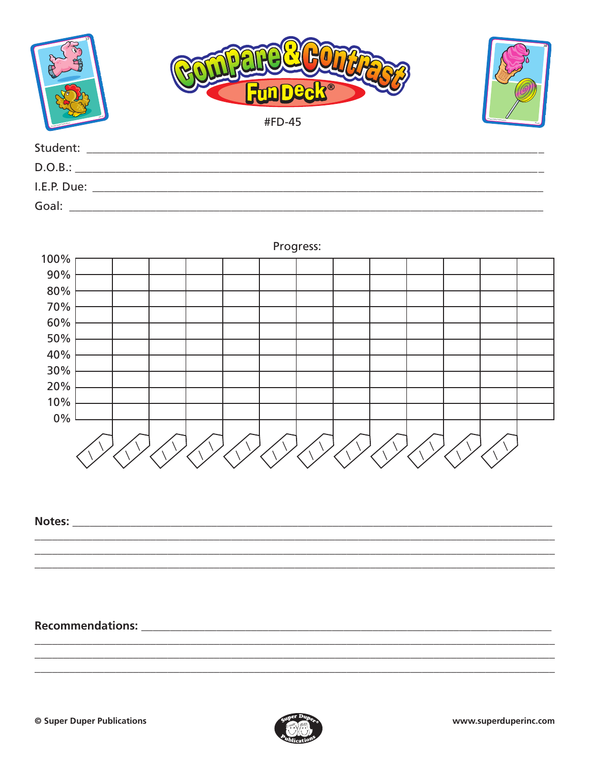# Compare & Contrast Fun Deck®

#FD-45

Student: ___________________________________________

D.O.B.: ___________________________________________

I.E.P. Due: ___________________________________________

Goal: ___________________________________________

Progress:

100%
90%
80%
70%
60%
50%
40%
30%
20%
10%
0%

**Notes:** ___________________________________________

___________________________________________

___________________________________________

___________________________________________

**Recommendations:** ___________________________________________

___________________________________________

___________________________________________

___________________________________________

**© Super Duper Publications**

**www.superduperinc.com**